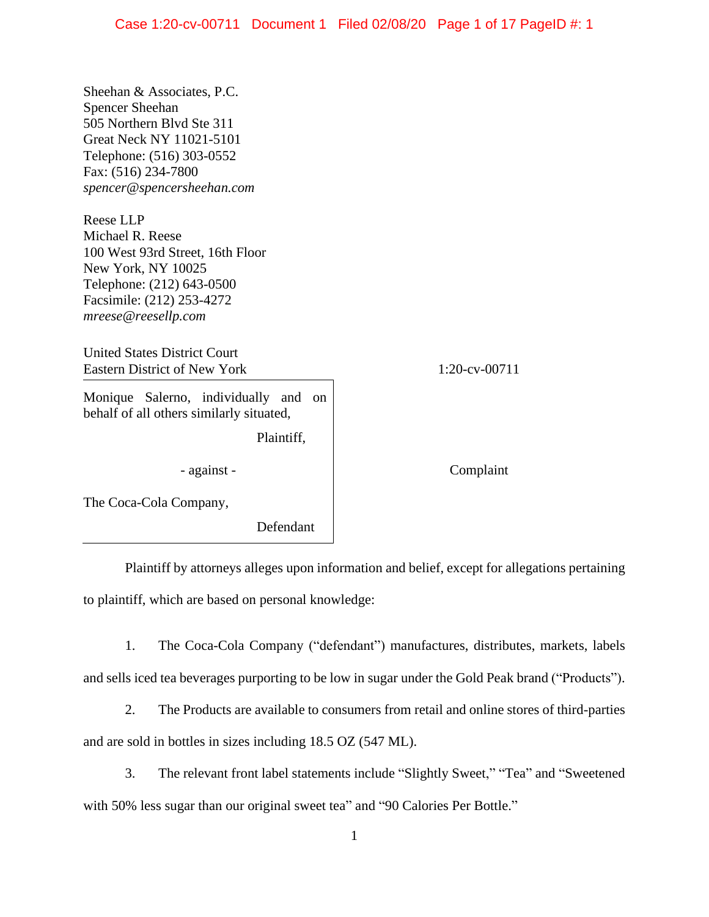Sheehan & Associates, P.C.
Spencer Sheehan
505 Northern Blvd Ste 311
Great Neck NY 11021-5101
Telephone: (516) 303-0552
Fax: (516) 234-7800
*spencer@spencersheehan.com*

Reese LLP
Michael R. Reese
100 West 93rd Street, 16th Floor
New York, NY 10025
Telephone: (212) 643-0500
Facsimile: (212) 253-4272
*mreese@reesellp.com*

United States District Court
Eastern District of New York

1:20-cv-00711

Monique Salerno, individually and on behalf of all others similarly situated,

Plaintiff,

\- against -

Complaint

The Coca-Cola Company,

Defendant

Plaintiff by attorneys alleges upon information and belief, except for allegations pertaining to plaintiff, which are based on personal knowledge:

1. The Coca-Cola Company ("defendant") manufactures, distributes, markets, labels and sells iced tea beverages purporting to be low in sugar under the Gold Peak brand ("Products").

2. The Products are available to consumers from retail and online stores of third-parties and are sold in bottles in sizes including 18.5 OZ (547 ML).

3. The relevant front label statements include "Slightly Sweet," "Tea" and "Sweetened with 50% less sugar than our original sweet tea" and "90 Calories Per Bottle."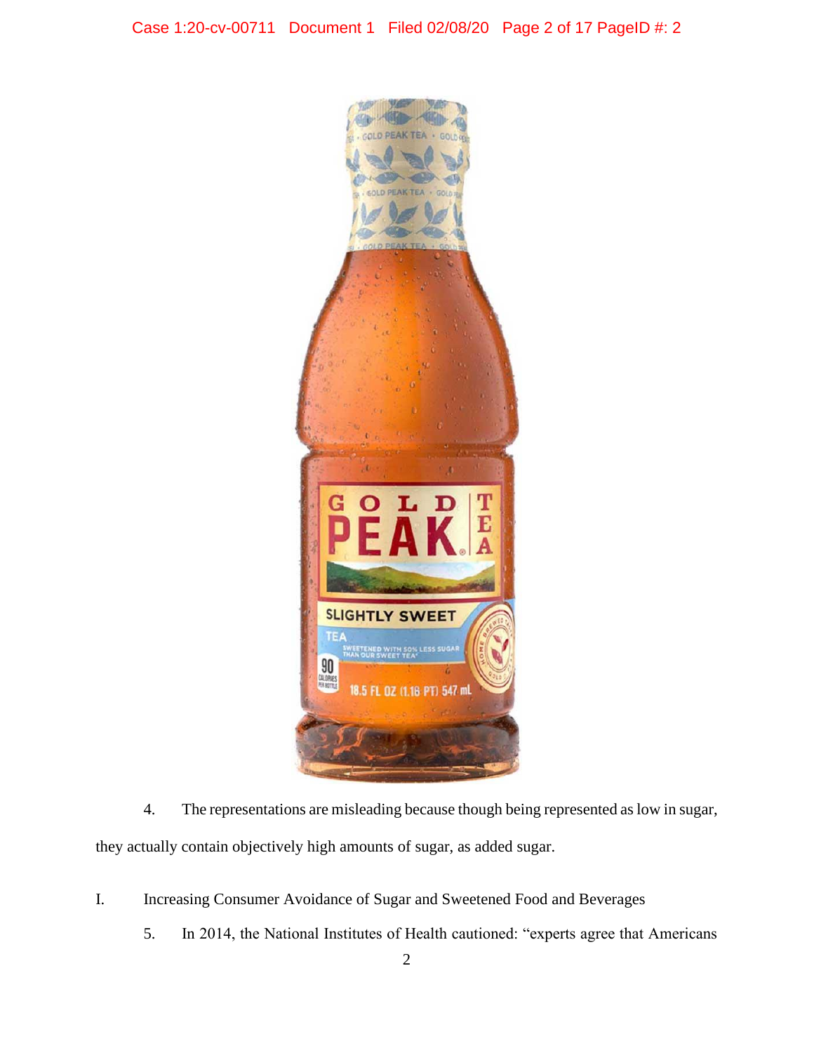4. The representations are misleading because though being represented as low in sugar, they actually contain objectively high amounts of sugar, as added sugar.

I. Increasing Consumer Avoidance of Sugar and Sweetened Food and Beverages

5. In 2014, the National Institutes of Health cautioned: "experts agree that Americans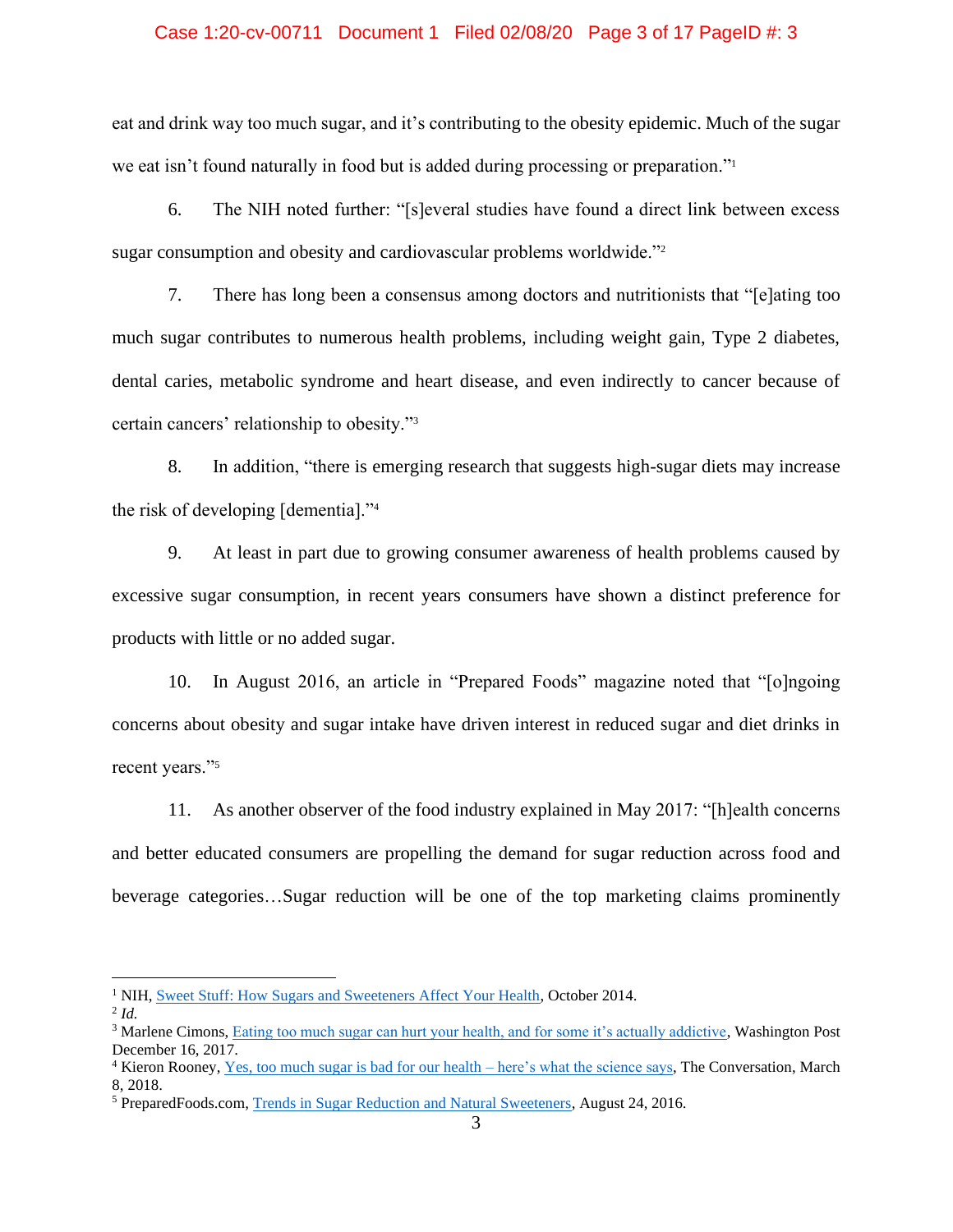eat and drink way too much sugar, and it's contributing to the obesity epidemic. Much of the sugar we eat isn't found naturally in food but is added during processing or preparation."[1]

6. The NIH noted further: "[s]everal studies have found a direct link between excess sugar consumption and obesity and cardiovascular problems worldwide."[2]

7. There has long been a consensus among doctors and nutritionists that "[e]ating too much sugar contributes to numerous health problems, including weight gain, Type 2 diabetes, dental caries, metabolic syndrome and heart disease, and even indirectly to cancer because of certain cancers' relationship to obesity."[3]

8. In addition, "there is emerging research that suggests high-sugar diets may increase the risk of developing [dementia]."[4]

9. At least in part due to growing consumer awareness of health problems caused by excessive sugar consumption, in recent years consumers have shown a distinct preference for products with little or no added sugar.

10. In August 2016, an article in "Prepared Foods" magazine noted that "[o]ngoing concerns about obesity and sugar intake have driven interest in reduced sugar and diet drinks in recent years."[5]

11. As another observer of the food industry explained in May 2017: "[h]ealth concerns and better educated consumers are propelling the demand for sugar reduction across food and beverage categories…Sugar reduction will be one of the top marketing claims prominently

---

[1] NIH, Sweet Stuff: How Sugars and Sweeteners Affect Your Health, October 2014.

[2] *Id.*

[3] Marlene Cimons, Eating too much sugar can hurt your health, and for some it's actually addictive, Washington Post December 16, 2017.

[4] Kieron Rooney, Yes, too much sugar is bad for our health – here's what the science says, The Conversation, March 8, 2018.

[5] PreparedFoods.com, Trends in Sugar Reduction and Natural Sweeteners, August 24, 2016.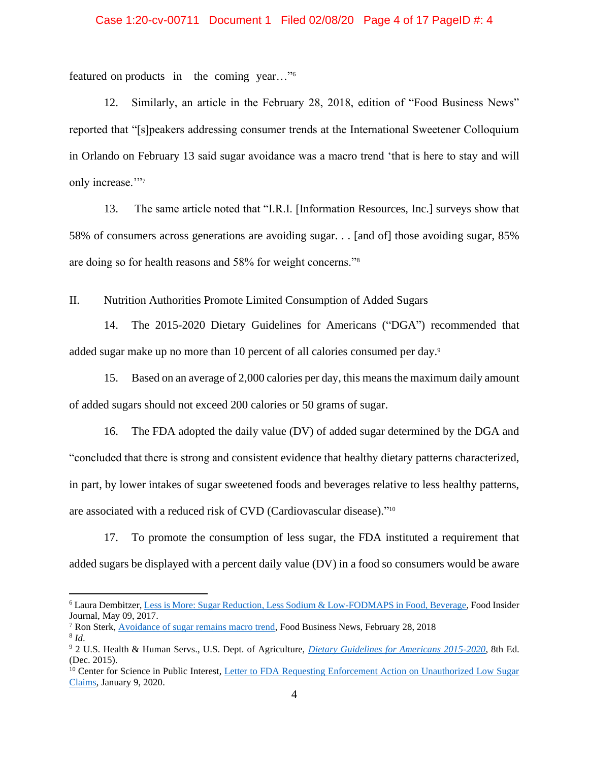featured on products in the coming year…"[6]

12. Similarly, an article in the February 28, 2018, edition of "Food Business News" reported that "[s]peakers addressing consumer trends at the International Sweetener Colloquium in Orlando on February 13 said sugar avoidance was a macro trend 'that is here to stay and will only increase.'"[7]

13. The same article noted that "I.R.I. [Information Resources, Inc.] surveys show that 58% of consumers across generations are avoiding sugar. . . [and of] those avoiding sugar, 85% are doing so for health reasons and 58% for weight concerns."[8]

II. Nutrition Authorities Promote Limited Consumption of Added Sugars

14. The 2015-2020 Dietary Guidelines for Americans ("DGA") recommended that added sugar make up no more than 10 percent of all calories consumed per day.[9]

15. Based on an average of 2,000 calories per day, this means the maximum daily amount of added sugars should not exceed 200 calories or 50 grams of sugar.

16. The FDA adopted the daily value (DV) of added sugar determined by the DGA and "concluded that there is strong and consistent evidence that healthy dietary patterns characterized, in part, by lower intakes of sugar sweetened foods and beverages relative to less healthy patterns, are associated with a reduced risk of CVD (Cardiovascular disease)."[10]

17. To promote the consumption of less sugar, the FDA instituted a requirement that added sugars be displayed with a percent daily value (DV) in a food so consumers would be aware

---

[6] Laura Dembitzer, Less is More: Sugar Reduction, Less Sodium & Low-FODMAPS in Food, Beverage, Food Insider Journal, May 09, 2017.

[7] Ron Sterk, Avoidance of sugar remains macro trend, Food Business News, February 28, 2018

[8] *Id*.

[9] 2 U.S. Health & Human Servs., U.S. Dept. of Agriculture, *Dietary Guidelines for Americans 2015-2020*, 8th Ed. (Dec. 2015).

[10] Center for Science in Public Interest, Letter to FDA Requesting Enforcement Action on Unauthorized Low Sugar Claims, January 9, 2020.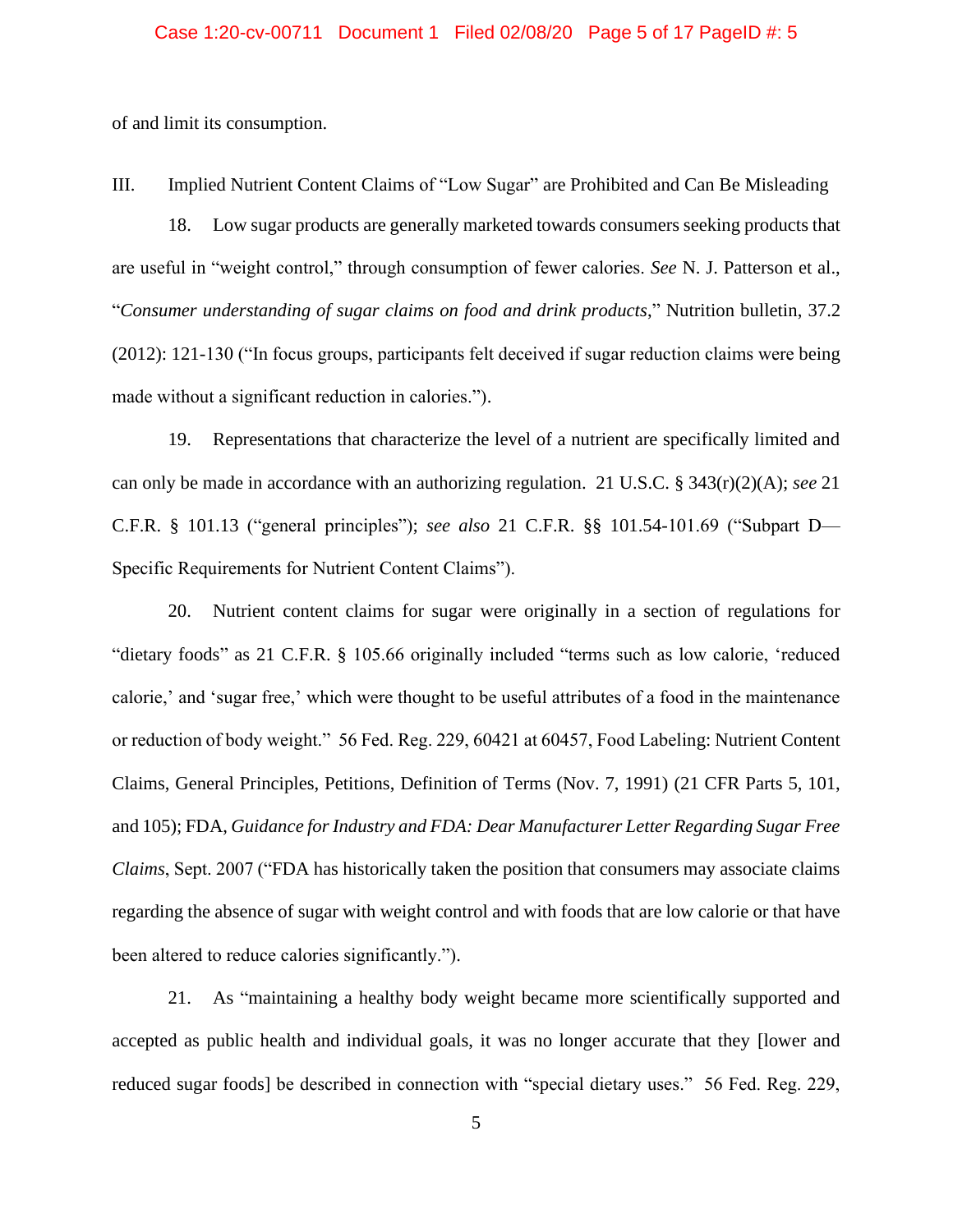of and limit its consumption.

III. Implied Nutrient Content Claims of "Low Sugar" are Prohibited and Can Be Misleading

18. Low sugar products are generally marketed towards consumers seeking products that are useful in "weight control," through consumption of fewer calories. *See* N. J. Patterson et al., "*Consumer understanding of sugar claims on food and drink products*," Nutrition bulletin, 37.2 (2012): 121-130 ("In focus groups, participants felt deceived if sugar reduction claims were being made without a significant reduction in calories.").

19. Representations that characterize the level of a nutrient are specifically limited and can only be made in accordance with an authorizing regulation. 21 U.S.C. § 343(r)(2)(A); *see* 21 C.F.R. § 101.13 ("general principles"); *see also* 21 C.F.R. §§ 101.54-101.69 ("Subpart D—Specific Requirements for Nutrient Content Claims").

20. Nutrient content claims for sugar were originally in a section of regulations for "dietary foods" as 21 C.F.R. § 105.66 originally included "terms such as low calorie, 'reduced calorie,' and 'sugar free,' which were thought to be useful attributes of a food in the maintenance or reduction of body weight." 56 Fed. Reg. 229, 60421 at 60457, Food Labeling: Nutrient Content Claims, General Principles, Petitions, Definition of Terms (Nov. 7, 1991) (21 CFR Parts 5, 101, and 105); FDA, *Guidance for Industry and FDA: Dear Manufacturer Letter Regarding Sugar Free Claims*, Sept. 2007 ("FDA has historically taken the position that consumers may associate claims regarding the absence of sugar with weight control and with foods that are low calorie or that have been altered to reduce calories significantly.").

21. As "maintaining a healthy body weight became more scientifically supported and accepted as public health and individual goals, it was no longer accurate that they [lower and reduced sugar foods] be described in connection with "special dietary uses." 56 Fed. Reg. 229,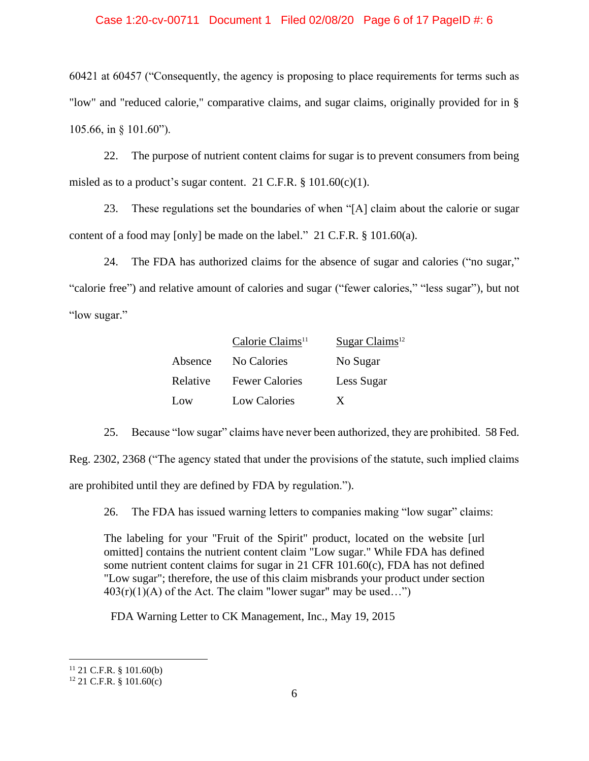60421 at 60457 ("Consequently, the agency is proposing to place requirements for terms such as "low" and "reduced calorie," comparative claims, and sugar claims, originally provided for in § 105.66, in § 101.60").

22. The purpose of nutrient content claims for sugar is to prevent consumers from being misled as to a product's sugar content. 21 C.F.R. § 101.60(c)(1).

23. These regulations set the boundaries of when "[A] claim about the calorie or sugar content of a food may [only] be made on the label." 21 C.F.R. § 101.60(a).

24. The FDA has authorized claims for the absence of sugar and calories ("no sugar," "calorie free") and relative amount of calories and sugar ("fewer calories," "less sugar"), but not "low sugar."

| | Calorie Claims[11] | Sugar Claims[12] |
|---|---|---|
| Absence | No Calories | No Sugar |
| Relative | Fewer Calories | Less Sugar |
| Low | Low Calories | X |

25. Because "low sugar" claims have never been authorized, they are prohibited. 58 Fed. Reg. 2302, 2368 ("The agency stated that under the provisions of the statute, such implied claims are prohibited until they are defined by FDA by regulation.").

26. The FDA has issued warning letters to companies making "low sugar" claims:

> The labeling for your "Fruit of the Spirit" product, located on the website [url omitted] contains the nutrient content claim "Low sugar." While FDA has defined some nutrient content claims for sugar in 21 CFR 101.60(c), FDA has not defined "Low sugar"; therefore, the use of this claim misbrands your product under section 403(r)(1)(A) of the Act. The claim "lower sugar" may be used…")

FDA Warning Letter to CK Management, Inc., May 19, 2015

---

[11] 21 C.F.R. § 101.60(b)

[12] 21 C.F.R. § 101.60(c)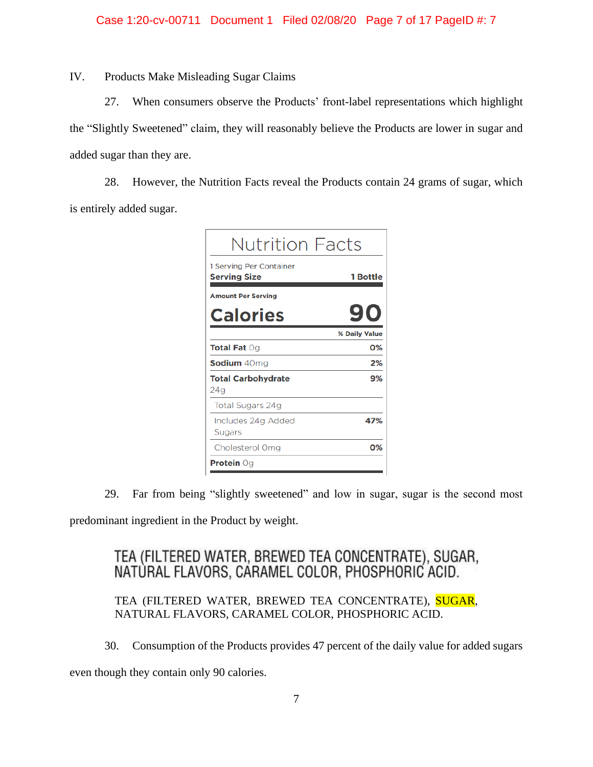## IV. Products Make Misleading Sugar Claims

27. When consumers observe the Products' front-label representations which highlight the "Slightly Sweetened" claim, they will reasonably believe the Products are lower in sugar and added sugar than they are.

28. However, the Nutrition Facts reveal the Products contain 24 grams of sugar, which is entirely added sugar.

| Nutrition Facts | |
|---|---|
| 1 Serving Per Container | |
| **Serving Size** | **1 Bottle** |
| **Amount Per Serving** | |
| **Calories** | **90** |
| | **% Daily Value** |
| **Total Fat** 0g | **0%** |
| **Sodium** 40mg | **2%** |
| **Total Carbohydrate** 24g | **9%** |
| Total Sugars 24g | |
| Includes 24g Added Sugars | **47%** |
| Cholesterol 0mg | **0%** |
| **Protein** 0g | |

29. Far from being "slightly sweetened" and low in sugar, sugar is the second most predominant ingredient in the Product by weight.

TEA (FILTERED WATER, BREWED TEA CONCENTRATE), SUGAR, NATURAL FLAVORS, CARAMEL COLOR, PHOSPHORIC ACID.

TEA (FILTERED WATER, BREWED TEA CONCENTRATE), SUGAR, NATURAL FLAVORS, CARAMEL COLOR, PHOSPHORIC ACID.

30. Consumption of the Products provides 47 percent of the daily value for added sugars even though they contain only 90 calories.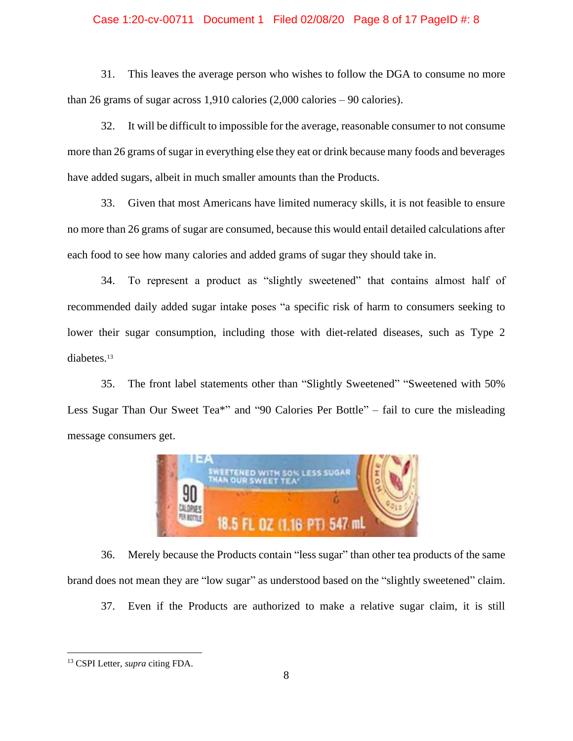31. This leaves the average person who wishes to follow the DGA to consume no more than 26 grams of sugar across 1,910 calories (2,000 calories – 90 calories).

32. It will be difficult to impossible for the average, reasonable consumer to not consume more than 26 grams of sugar in everything else they eat or drink because many foods and beverages have added sugars, albeit in much smaller amounts than the Products.

33. Given that most Americans have limited numeracy skills, it is not feasible to ensure no more than 26 grams of sugar are consumed, because this would entail detailed calculations after each food to see how many calories and added grams of sugar they should take in.

34. To represent a product as "slightly sweetened" that contains almost half of recommended daily added sugar intake poses "a specific risk of harm to consumers seeking to lower their sugar consumption, including those with diet-related diseases, such as Type 2 diabetes.[13]

35. The front label statements other than "Slightly Sweetened" "Sweetened with 50% Less Sugar Than Our Sweet Tea*" and "90 Calories Per Bottle" – fail to cure the misleading message consumers get.

36. Merely because the Products contain "less sugar" than other tea products of the same brand does not mean they are "low sugar" as understood based on the "slightly sweetened" claim.

37. Even if the Products are authorized to make a relative sugar claim, it is still

[13] CSPI Letter, *supra* citing FDA.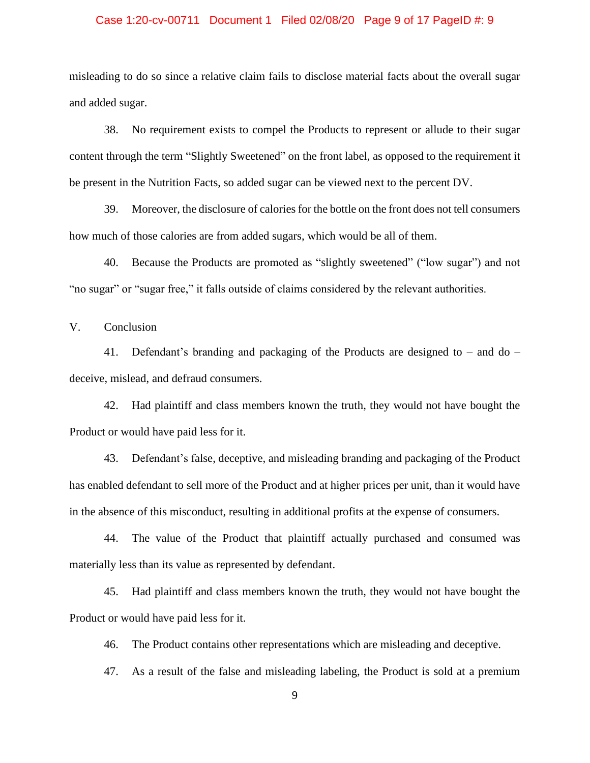misleading to do so since a relative claim fails to disclose material facts about the overall sugar and added sugar.

38. No requirement exists to compel the Products to represent or allude to their sugar content through the term "Slightly Sweetened" on the front label, as opposed to the requirement it be present in the Nutrition Facts, so added sugar can be viewed next to the percent DV.

39. Moreover, the disclosure of calories for the bottle on the front does not tell consumers how much of those calories are from added sugars, which would be all of them.

40. Because the Products are promoted as "slightly sweetened" ("low sugar") and not "no sugar" or "sugar free," it falls outside of claims considered by the relevant authorities.

## V. Conclusion

41. Defendant's branding and packaging of the Products are designed to – and do – deceive, mislead, and defraud consumers.

42. Had plaintiff and class members known the truth, they would not have bought the Product or would have paid less for it.

43. Defendant's false, deceptive, and misleading branding and packaging of the Product has enabled defendant to sell more of the Product and at higher prices per unit, than it would have in the absence of this misconduct, resulting in additional profits at the expense of consumers.

44. The value of the Product that plaintiff actually purchased and consumed was materially less than its value as represented by defendant.

45. Had plaintiff and class members known the truth, they would not have bought the Product or would have paid less for it.

46. The Product contains other representations which are misleading and deceptive.

47. As a result of the false and misleading labeling, the Product is sold at a premium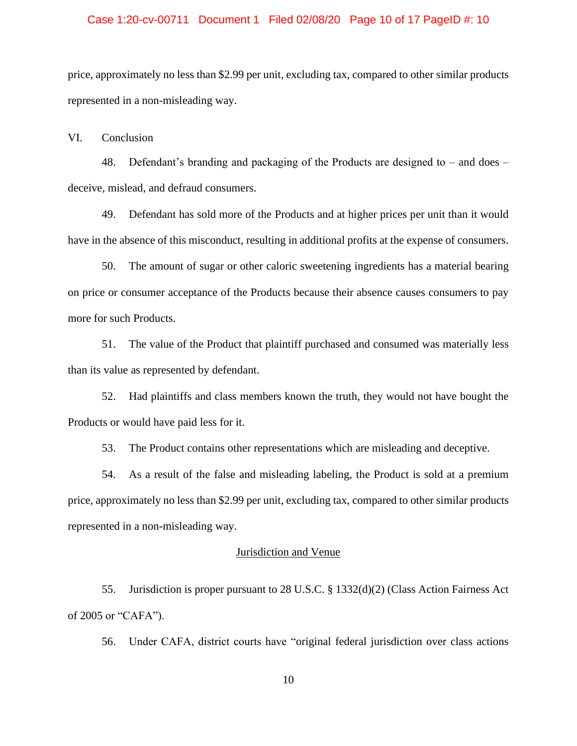price, approximately no less than $2.99 per unit, excluding tax, compared to other similar products represented in a non-misleading way.

VI. Conclusion

48. Defendant's branding and packaging of the Products are designed to – and does – deceive, mislead, and defraud consumers.

49. Defendant has sold more of the Products and at higher prices per unit than it would have in the absence of this misconduct, resulting in additional profits at the expense of consumers.

50. The amount of sugar or other caloric sweetening ingredients has a material bearing on price or consumer acceptance of the Products because their absence causes consumers to pay more for such Products.

51. The value of the Product that plaintiff purchased and consumed was materially less than its value as represented by defendant.

52. Had plaintiffs and class members known the truth, they would not have bought the Products or would have paid less for it.

53. The Product contains other representations which are misleading and deceptive.

54. As a result of the false and misleading labeling, the Product is sold at a premium price, approximately no less than $2.99 per unit, excluding tax, compared to other similar products represented in a non-misleading way.

## Jurisdiction and Venue

55. Jurisdiction is proper pursuant to 28 U.S.C. § 1332(d)(2) (Class Action Fairness Act of 2005 or "CAFA").

56. Under CAFA, district courts have "original federal jurisdiction over class actions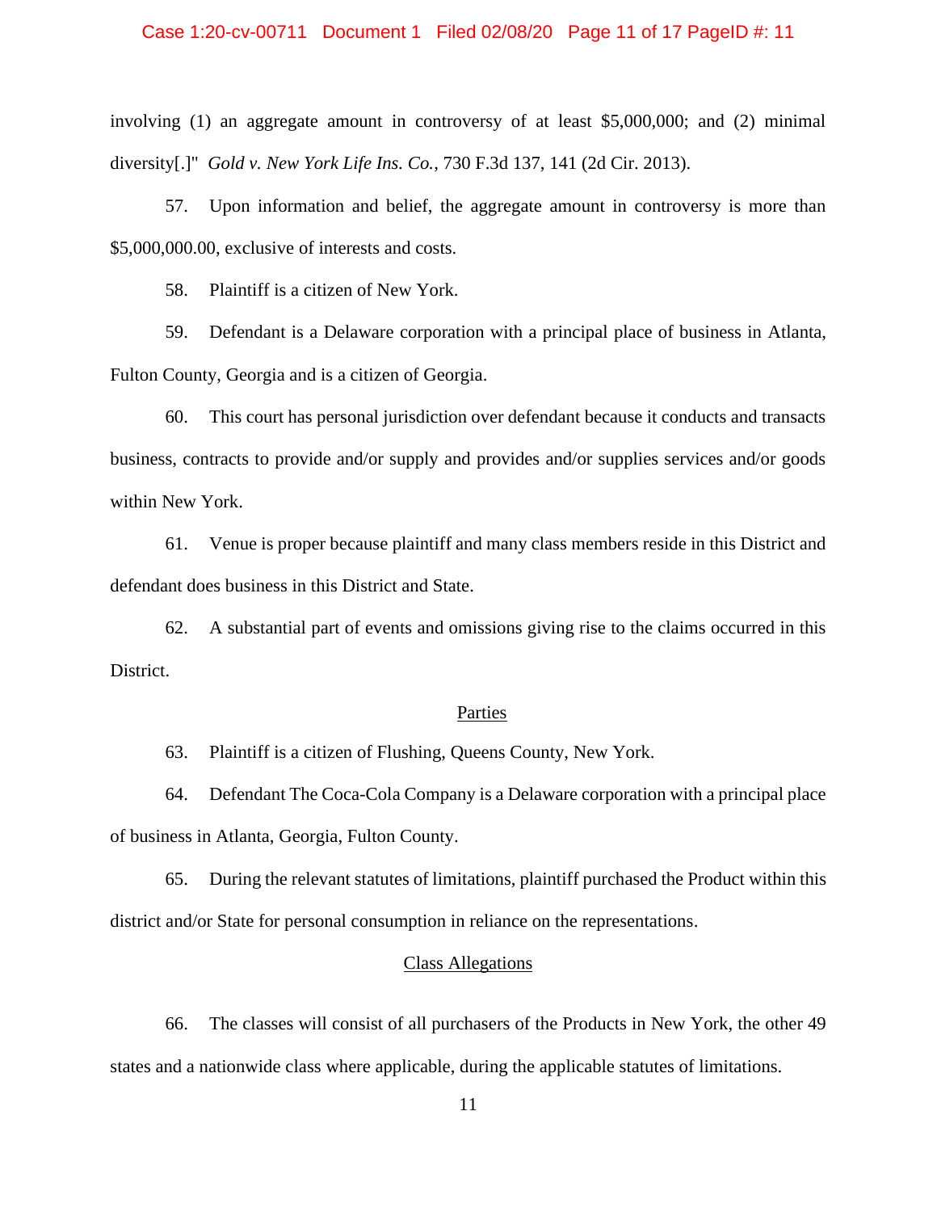involving (1) an aggregate amount in controversy of at least $5,000,000; and (2) minimal diversity[.]" *Gold v. New York Life Ins. Co.*, 730 F.3d 137, 141 (2d Cir. 2013).

57. Upon information and belief, the aggregate amount in controversy is more than $5,000,000.00, exclusive of interests and costs.

58. Plaintiff is a citizen of New York.

59. Defendant is a Delaware corporation with a principal place of business in Atlanta, Fulton County, Georgia and is a citizen of Georgia.

60. This court has personal jurisdiction over defendant because it conducts and transacts business, contracts to provide and/or supply and provides and/or supplies services and/or goods within New York.

61. Venue is proper because plaintiff and many class members reside in this District and defendant does business in this District and State.

62. A substantial part of events and omissions giving rise to the claims occurred in this District.

## Parties

63. Plaintiff is a citizen of Flushing, Queens County, New York.

64. Defendant The Coca-Cola Company is a Delaware corporation with a principal place of business in Atlanta, Georgia, Fulton County.

65. During the relevant statutes of limitations, plaintiff purchased the Product within this district and/or State for personal consumption in reliance on the representations.

## Class Allegations

66. The classes will consist of all purchasers of the Products in New York, the other 49 states and a nationwide class where applicable, during the applicable statutes of limitations.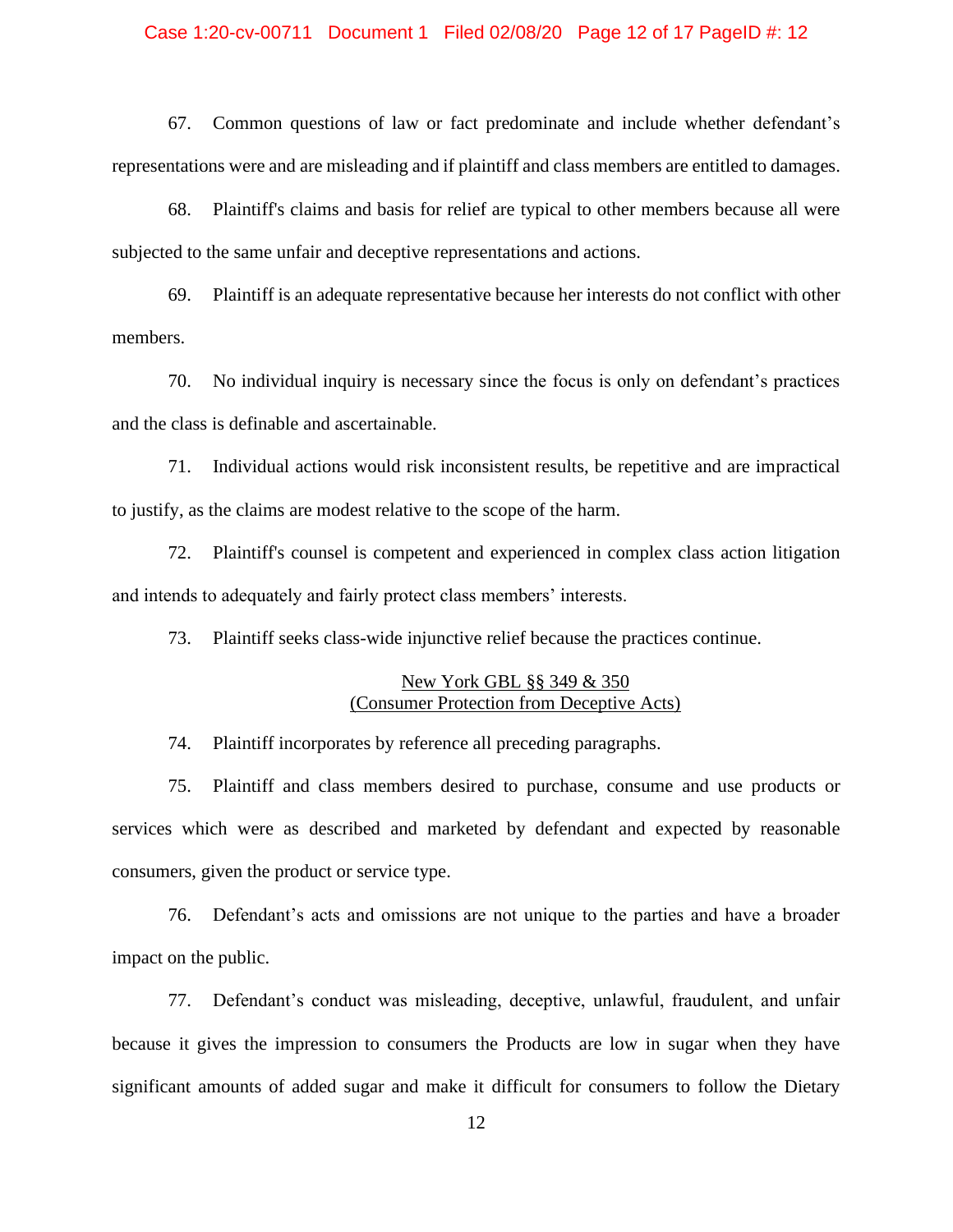67. Common questions of law or fact predominate and include whether defendant's representations were and are misleading and if plaintiff and class members are entitled to damages.

68. Plaintiff's claims and basis for relief are typical to other members because all were subjected to the same unfair and deceptive representations and actions.

69. Plaintiff is an adequate representative because her interests do not conflict with other members.

70. No individual inquiry is necessary since the focus is only on defendant's practices and the class is definable and ascertainable.

71. Individual actions would risk inconsistent results, be repetitive and are impractical to justify, as the claims are modest relative to the scope of the harm.

72. Plaintiff's counsel is competent and experienced in complex class action litigation and intends to adequately and fairly protect class members' interests.

73. Plaintiff seeks class-wide injunctive relief because the practices continue.

<u>New York GBL §§ 349 & 350</u>
<u>(Consumer Protection from Deceptive Acts)</u>

74. Plaintiff incorporates by reference all preceding paragraphs.

75. Plaintiff and class members desired to purchase, consume and use products or services which were as described and marketed by defendant and expected by reasonable consumers, given the product or service type.

76. Defendant's acts and omissions are not unique to the parties and have a broader impact on the public.

77. Defendant's conduct was misleading, deceptive, unlawful, fraudulent, and unfair because it gives the impression to consumers the Products are low in sugar when they have significant amounts of added sugar and make it difficult for consumers to follow the Dietary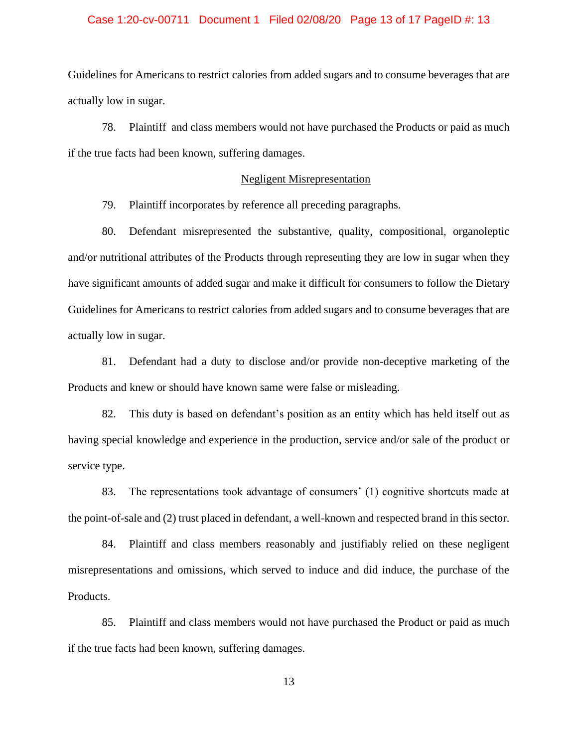Guidelines for Americans to restrict calories from added sugars and to consume beverages that are actually low in sugar.

78. Plaintiff and class members would not have purchased the Products or paid as much if the true facts had been known, suffering damages.

<u>Negligent Misrepresentation</u>

79. Plaintiff incorporates by reference all preceding paragraphs.

80. Defendant misrepresented the substantive, quality, compositional, organoleptic and/or nutritional attributes of the Products through representing they are low in sugar when they have significant amounts of added sugar and make it difficult for consumers to follow the Dietary Guidelines for Americans to restrict calories from added sugars and to consume beverages that are actually low in sugar.

81. Defendant had a duty to disclose and/or provide non-deceptive marketing of the Products and knew or should have known same were false or misleading.

82. This duty is based on defendant's position as an entity which has held itself out as having special knowledge and experience in the production, service and/or sale of the product or service type.

83. The representations took advantage of consumers' (1) cognitive shortcuts made at the point-of-sale and (2) trust placed in defendant, a well-known and respected brand in this sector.

84. Plaintiff and class members reasonably and justifiably relied on these negligent misrepresentations and omissions, which served to induce and did induce, the purchase of the Products.

85. Plaintiff and class members would not have purchased the Product or paid as much if the true facts had been known, suffering damages.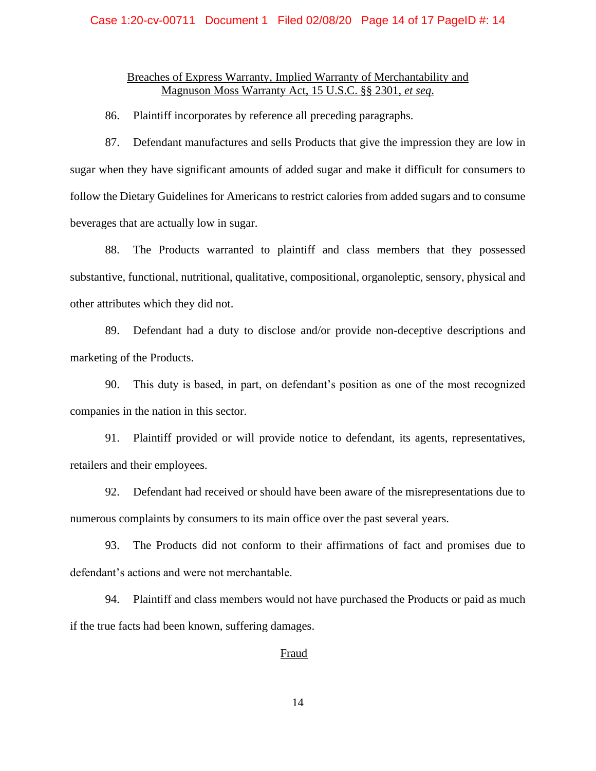## Breaches of Express Warranty, Implied Warranty of Merchantability and Magnuson Moss Warranty Act, 15 U.S.C. §§ 2301, *et seq.*

86. Plaintiff incorporates by reference all preceding paragraphs.

87. Defendant manufactures and sells Products that give the impression they are low in sugar when they have significant amounts of added sugar and make it difficult for consumers to follow the Dietary Guidelines for Americans to restrict calories from added sugars and to consume beverages that are actually low in sugar.

88. The Products warranted to plaintiff and class members that they possessed substantive, functional, nutritional, qualitative, compositional, organoleptic, sensory, physical and other attributes which they did not.

89. Defendant had a duty to disclose and/or provide non-deceptive descriptions and marketing of the Products.

90. This duty is based, in part, on defendant's position as one of the most recognized companies in the nation in this sector.

91. Plaintiff provided or will provide notice to defendant, its agents, representatives, retailers and their employees.

92. Defendant had received or should have been aware of the misrepresentations due to numerous complaints by consumers to its main office over the past several years.

93. The Products did not conform to their affirmations of fact and promises due to defendant's actions and were not merchantable.

94. Plaintiff and class members would not have purchased the Products or paid as much if the true facts had been known, suffering damages.

## Fraud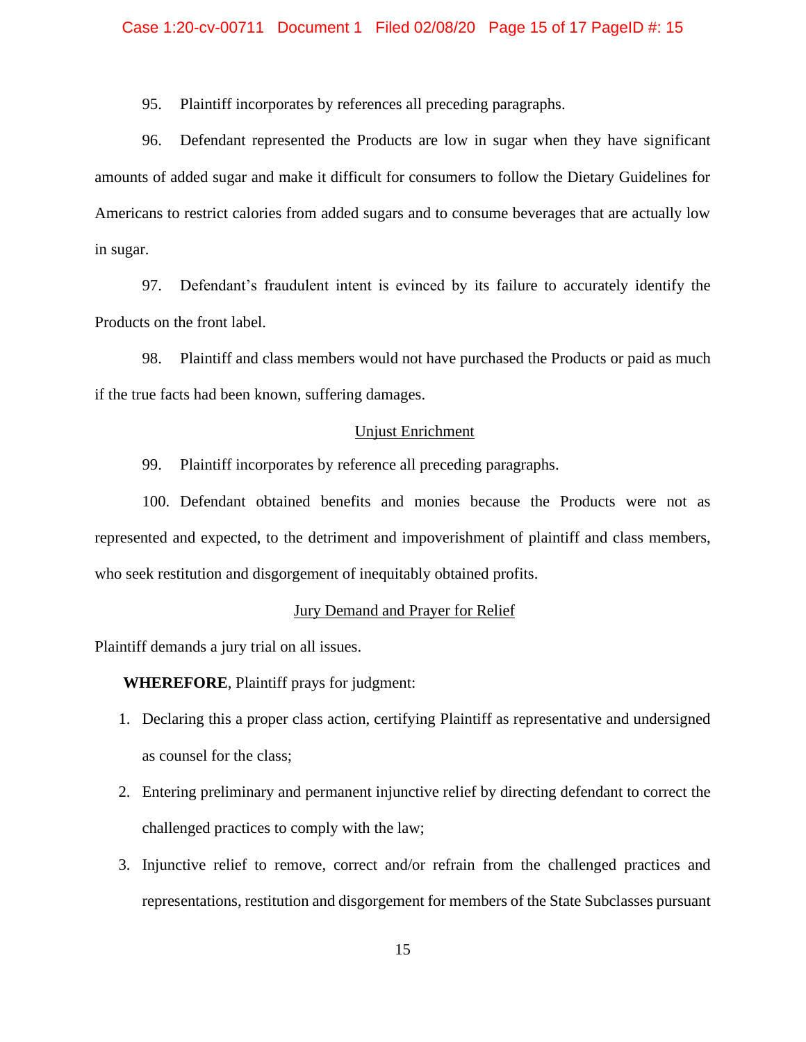95. Plaintiff incorporates by references all preceding paragraphs.

96. Defendant represented the Products are low in sugar when they have significant amounts of added sugar and make it difficult for consumers to follow the Dietary Guidelines for Americans to restrict calories from added sugars and to consume beverages that are actually low in sugar.

97. Defendant's fraudulent intent is evinced by its failure to accurately identify the Products on the front label.

98. Plaintiff and class members would not have purchased the Products or paid as much if the true facts had been known, suffering damages.

## Unjust Enrichment

99. Plaintiff incorporates by reference all preceding paragraphs.

100. Defendant obtained benefits and monies because the Products were not as represented and expected, to the detriment and impoverishment of plaintiff and class members, who seek restitution and disgorgement of inequitably obtained profits.

## Jury Demand and Prayer for Relief

Plaintiff demands a jury trial on all issues.

**WHEREFORE**, Plaintiff prays for judgment:

1. Declaring this a proper class action, certifying Plaintiff as representative and undersigned as counsel for the class;
2. Entering preliminary and permanent injunctive relief by directing defendant to correct the challenged practices to comply with the law;
3. Injunctive relief to remove, correct and/or refrain from the challenged practices and representations, restitution and disgorgement for members of the State Subclasses pursuant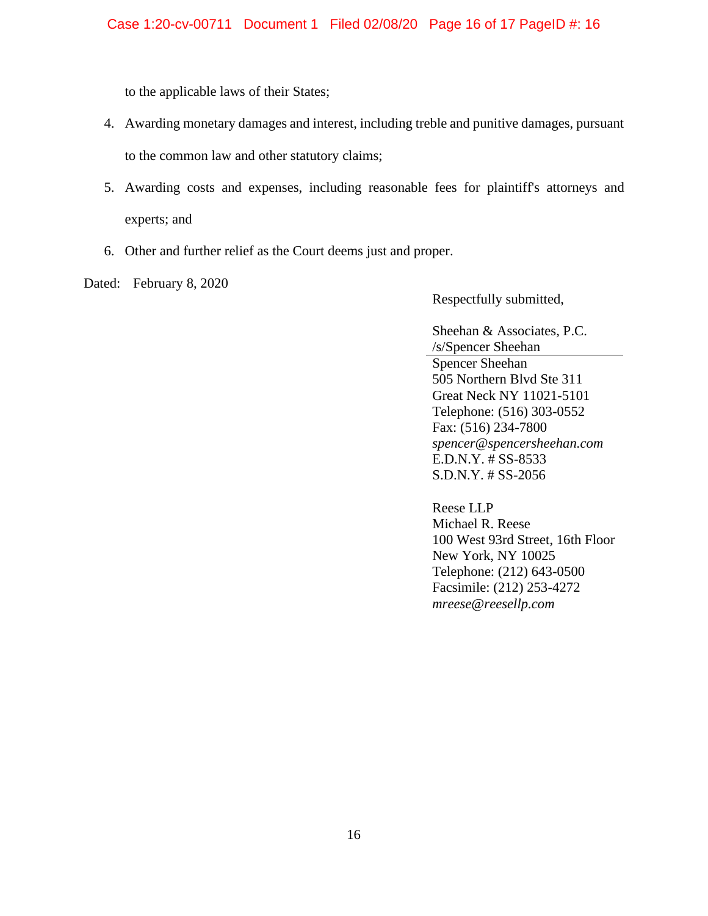to the applicable laws of their States;

4. Awarding monetary damages and interest, including treble and punitive damages, pursuant to the common law and other statutory claims;
5. Awarding costs and expenses, including reasonable fees for plaintiff's attorneys and experts; and
6. Other and further relief as the Court deems just and proper.

Dated: February 8, 2020

Respectfully submitted,

Sheehan & Associates, P.C.
/s/Spencer Sheehan
Spencer Sheehan
505 Northern Blvd Ste 311
Great Neck NY 11021-5101
Telephone: (516) 303-0552
Fax: (516) 234-7800
*spencer@spencersheehan.com*
E.D.N.Y. # SS-8533
S.D.N.Y. # SS-2056

Reese LLP
Michael R. Reese
100 West 93rd Street, 16th Floor
New York, NY 10025
Telephone: (212) 643-0500
Facsimile: (212) 253-4272
*mreese@reesellp.com*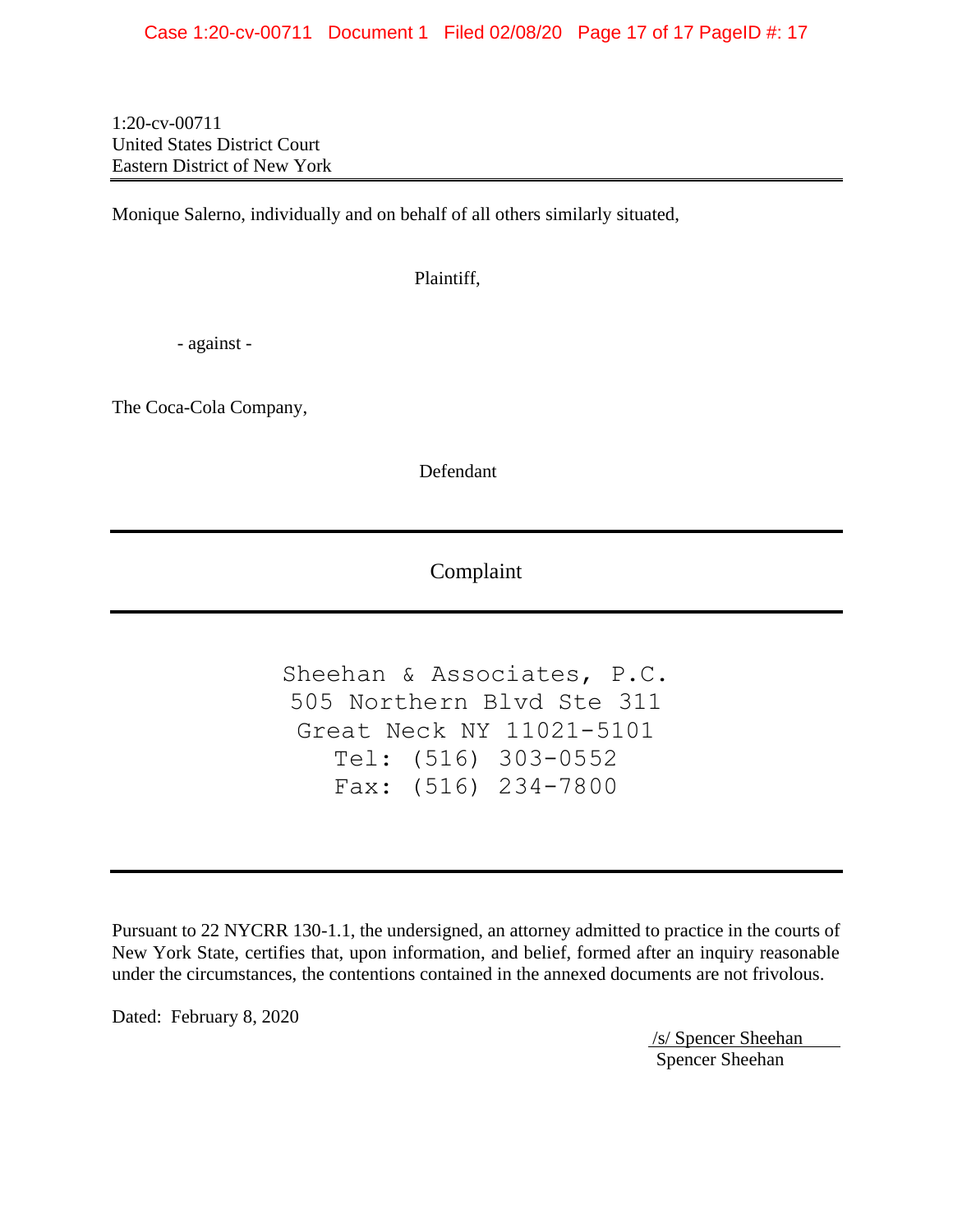1:20-cv-00711
United States District Court
Eastern District of New York

---

Monique Salerno, individually and on behalf of all others similarly situated,

Plaintiff,

\- against -

The Coca-Cola Company,

Defendant

---

Complaint

---

Sheehan & Associates, P.C.
505 Northern Blvd Ste 311
Great Neck NY 11021-5101
Tel: (516) 303-0552
Fax: (516) 234-7800

---

Pursuant to 22 NYCRR 130-1.1, the undersigned, an attorney admitted to practice in the courts of New York State, certifies that, upon information, and belief, formed after an inquiry reasonable under the circumstances, the contentions contained in the annexed documents are not frivolous.

Dated: February 8, 2020

/s/ Spencer Sheehan
Spencer Sheehan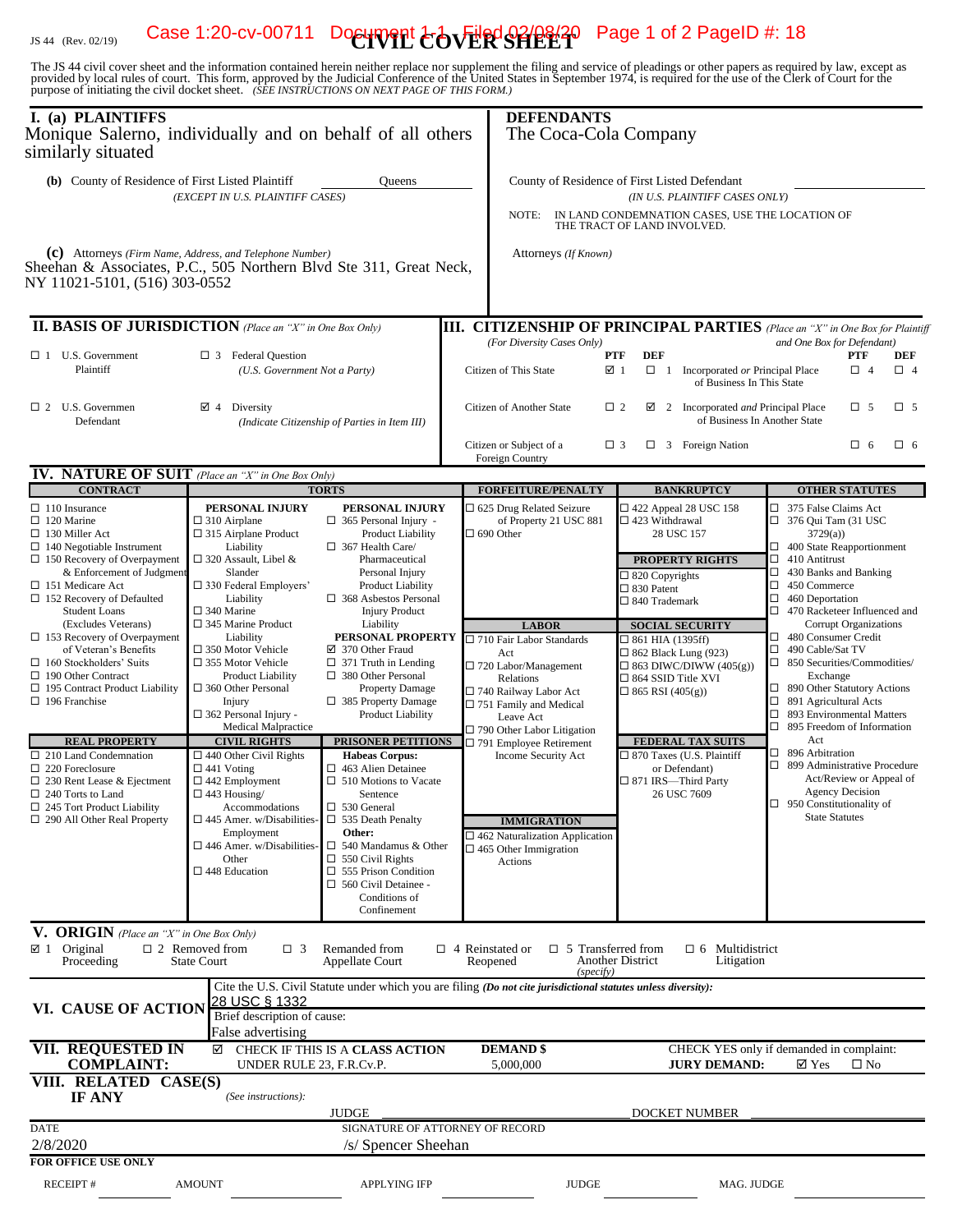JS 44 (Rev. 02/19)

# CIVIL COVER SHEET

The JS 44 civil cover sheet and the information contained herein neither replace nor supplement the filing and service of pleadings or other papers as required by law, except as provided by local rules of court. This form, approved by the Judicial Conference of the United States in September 1974, is required for the use of the Clerk of Court for the purpose of initiating the civil docket sheet. *(SEE INSTRUCTIONS ON NEXT PAGE OF THIS FORM.)*

## I. (a) PLAINTIFFS

Monique Salerno, individually and on behalf of all others similarly situated

**(b)** County of Residence of First Listed Plaintiff: Queens
*(EXCEPT IN U.S. PLAINTIFF CASES)*

**(c)** Attorneys *(Firm Name, Address, and Telephone Number)*
Sheehan & Associates, P.C., 505 Northern Blvd Ste 311, Great Neck, NY 11021-5101, (516) 303-0552

## DEFENDANTS

The Coca-Cola Company

County of Residence of First Listed Defendant
*(IN U.S. PLAINTIFF CASES ONLY)*

NOTE: IN LAND CONDEMNATION CASES, USE THE LOCATION OF THE TRACT OF LAND INVOLVED.

Attorneys *(If Known)*

## II. BASIS OF JURISDICTION *(Place an "X" in One Box Only)*

☐ 1 U.S. Government Plaintiff
☐ 3 Federal Question *(U.S. Government Not a Party)*
☐ 2 U.S. Government Defendant
☑ 4 Diversity *(Indicate Citizenship of Parties in Item III)*

## III. CITIZENSHIP OF PRINCIPAL PARTIES *(Place an "X" in One Box for Plaintiff and One Box for Defendant)*
*(For Diversity Cases Only)*

| | PTF | DEF | | PTF | DEF |
|---|---|---|---|---|---|
| Citizen of This State | ☑ 1 | ☐ 1 | Incorporated *or* Principal Place of Business In This State | ☐ 4 | ☐ 4 |
| Citizen of Another State | ☐ 2 | ☑ 2 | Incorporated *and* Principal Place of Business In Another State | ☐ 5 | ☐ 5 |
| Citizen or Subject of a Foreign Country | ☐ 3 | ☐ 3 | Foreign Nation | ☐ 6 | ☐ 6 |

## IV. NATURE OF SUIT *(Place an "X" in One Box Only)*

**CONTRACT**
☐ 110 Insurance
☐ 120 Marine
☐ 130 Miller Act
☐ 140 Negotiable Instrument
☐ 150 Recovery of Overpayment & Enforcement of Judgment
☐ 151 Medicare Act
☐ 152 Recovery of Defaulted Student Loans (Excludes Veterans)
☐ 153 Recovery of Overpayment of Veteran's Benefits
☐ 160 Stockholders' Suits
☐ 190 Other Contract
☐ 195 Contract Product Liability
☐ 196 Franchise

**REAL PROPERTY**
☐ 210 Land Condemnation
☐ 220 Foreclosure
☐ 230 Rent Lease & Ejectment
☐ 240 Torts to Land
☐ 245 Tort Product Liability
☐ 290 All Other Real Property

**TORTS**

PERSONAL INJURY
☐ 310 Airplane
☐ 315 Airplane Product Liability
☐ 320 Assault, Libel & Slander
☐ 330 Federal Employers' Liability
☐ 340 Marine
☐ 345 Marine Product Liability
☐ 350 Motor Vehicle
☐ 355 Motor Vehicle Product Liability
☐ 360 Other Personal Injury
☐ 362 Personal Injury - Medical Malpractice

PERSONAL INJURY
☐ 365 Personal Injury - Product Liability
☐ 367 Health Care/ Pharmaceutical Personal Injury Product Liability
☐ 368 Asbestos Personal Injury Product Liability

PERSONAL PROPERTY
☑ 370 Other Fraud
☐ 371 Truth in Lending
☐ 380 Other Personal Property Damage
☐ 385 Property Damage Product Liability

**CIVIL RIGHTS**
☐ 440 Other Civil Rights
☐ 441 Voting
☐ 442 Employment
☐ 443 Housing/ Accommodations
☐ 445 Amer. w/Disabilities - Employment
☐ 446 Amer. w/Disabilities - Other
☐ 448 Education

**PRISONER PETITIONS**
Habeas Corpus:
☐ 463 Alien Detainee
☐ 510 Motions to Vacate Sentence
☐ 530 General
☐ 535 Death Penalty
Other:
☐ 540 Mandamus & Other
☐ 550 Civil Rights
☐ 555 Prison Condition
☐ 560 Civil Detainee - Conditions of Confinement

**FORFEITURE/PENALTY**
☐ 625 Drug Related Seizure of Property 21 USC 881
☐ 690 Other

**LABOR**
☐ 710 Fair Labor Standards Act
☐ 720 Labor/Management Relations
☐ 740 Railway Labor Act
☐ 751 Family and Medical Leave Act
☐ 790 Other Labor Litigation
☐ 791 Employee Retirement Income Security Act

**IMMIGRATION**
☐ 462 Naturalization Application
☐ 465 Other Immigration Actions

**BANKRUPTCY**
☐ 422 Appeal 28 USC 158
☐ 423 Withdrawal 28 USC 157

**PROPERTY RIGHTS**
☐ 820 Copyrights
☐ 830 Patent
☐ 840 Trademark

**SOCIAL SECURITY**
☐ 861 HIA (1395ff)
☐ 862 Black Lung (923)
☐ 863 DIWC/DIWW (405(g))
☐ 864 SSID Title XVI
☐ 865 RSI (405(g))

**FEDERAL TAX SUITS**
☐ 870 Taxes (U.S. Plaintiff or Defendant)
☐ 871 IRS—Third Party 26 USC 7609

**OTHER STATUTES**
☐ 375 False Claims Act
☐ 376 Qui Tam (31 USC 3729(a))
☐ 400 State Reapportionment
☐ 410 Antitrust
☐ 430 Banks and Banking
☐ 450 Commerce
☐ 460 Deportation
☐ 470 Racketeer Influenced and Corrupt Organizations
☐ 480 Consumer Credit
☐ 490 Cable/Sat TV
☐ 850 Securities/Commodities/ Exchange
☐ 890 Other Statutory Actions
☐ 891 Agricultural Acts
☐ 893 Environmental Matters
☐ 895 Freedom of Information Act
☐ 896 Arbitration
☐ 899 Administrative Procedure Act/Review or Appeal of Agency Decision
☐ 950 Constitutionality of State Statutes

## V. ORIGIN *(Place an "X" in One Box Only)*

☑ 1 Original Proceeding
☐ 2 Removed from State Court
☐ 3 Remanded from Appellate Court
☐ 4 Reinstated or Reopened
☐ 5 Transferred from Another District *(specify)*
☐ 6 Multidistrict Litigation

## VI. CAUSE OF ACTION

Cite the U.S. Civil Statute under which you are filing *(Do not cite jurisdictional statutes unless diversity)*:
28 USC § 1332

Brief description of cause:
False advertising

## VII. REQUESTED IN COMPLAINT:

☑ CHECK IF THIS IS A **CLASS ACTION** UNDER RULE 23, F.R.Cv.P.

**DEMAND $** 5,000,000

CHECK YES only if demanded in complaint:
**JURY DEMAND:** ☑ Yes ☐ No

## VIII. RELATED CASE(S) IF ANY

*(See instructions)*:
JUDGE
DOCKET NUMBER

DATE: 2/8/2020

SIGNATURE OF ATTORNEY OF RECORD: /s/ Spencer Sheehan

**FOR OFFICE USE ONLY**

RECEIPT # AMOUNT APPLYING IFP JUDGE MAG. JUDGE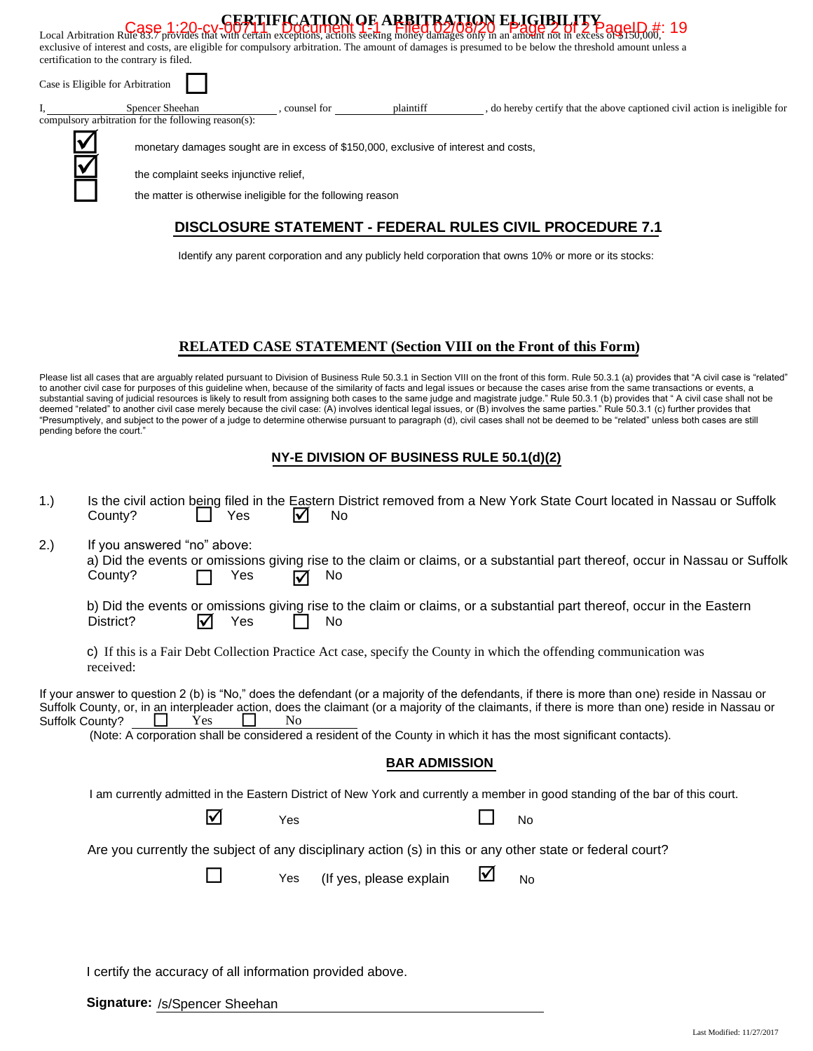# CERTIFICATION OF ARBITRATION ELIGIBILITY

Local Arbitration Rule 83.7 provides that with certain exceptions, actions seeking money damages only in an amount not in excess of $150,000, exclusive of interest and costs, are eligible for compulsory arbitration. The amount of damages is presumed to be below the threshold amount unless a certification to the contrary is filed.

Case is Eligible for Arbitration ☐

I, Spencer Sheehan, counsel for plaintiff, do hereby certify that the above captioned civil action is ineligible for compulsory arbitration for the following reason(s):

☑ monetary damages sought are in excess of $150,000, exclusive of interest and costs,

☑ the complaint seeks injunctive relief,

☐ the matter is otherwise ineligible for the following reason

## DISCLOSURE STATEMENT - FEDERAL RULES CIVIL PROCEDURE 7.1

Identify any parent corporation and any publicly held corporation that owns 10% or more or its stocks:

## RELATED CASE STATEMENT (Section VIII on the Front of this Form)

Please list all cases that are arguably related pursuant to Division of Business Rule 50.3.1 in Section VIII on the front of this form. Rule 50.3.1 (a) provides that "A civil case is "related" to another civil case for purposes of this guideline when, because of the similarity of facts and legal issues or because the cases arise from the same transactions or events, a substantial saving of judicial resources is likely to result from assigning both cases to the same judge and magistrate judge." Rule 50.3.1 (b) provides that " A civil case shall not be deemed "related" to another civil case merely because the civil case: (A) involves identical legal issues, or (B) involves the same parties." Rule 50.3.1 (c) further provides that "Presumptively, and subject to the power of a judge to determine otherwise pursuant to paragraph (d), civil cases shall not be deemed to be "related" unless both cases are still pending before the court."

## NY-E DIVISION OF BUSINESS RULE 50.1(d)(2)

1.) Is the civil action being filed in the Eastern District removed from a New York State Court located in Nassau or Suffolk County? ☐ Yes ☑ No

2.) If you answered "no" above:

a) Did the events or omissions giving rise to the claim or claims, or a substantial part thereof, occur in Nassau or Suffolk County? ☐ Yes ☑ No

b) Did the events or omissions giving rise to the claim or claims, or a substantial part thereof, occur in the Eastern District? ☑ Yes ☐ No

c) If this is a Fair Debt Collection Practice Act case, specify the County in which the offending communication was received:

If your answer to question 2 (b) is "No," does the defendant (or a majority of the defendants, if there is more than one) reside in Nassau or Suffolk County, or, in an interpleader action, does the claimant (or a majority of the claimants, if there is more than one) reside in Nassau or Suffolk County? ☐ Yes ☐ No

(Note: A corporation shall be considered a resident of the County in which it has the most significant contacts).

## BAR ADMISSION

I am currently admitted in the Eastern District of New York and currently a member in good standing of the bar of this court.

☑ Yes ☐ No

Are you currently the subject of any disciplinary action (s) in this or any other state or federal court?

☐ Yes (If yes, please explain ☑ No

I certify the accuracy of all information provided above.

**Signature:** /s/Spencer Sheehan

Last Modified: 11/27/2017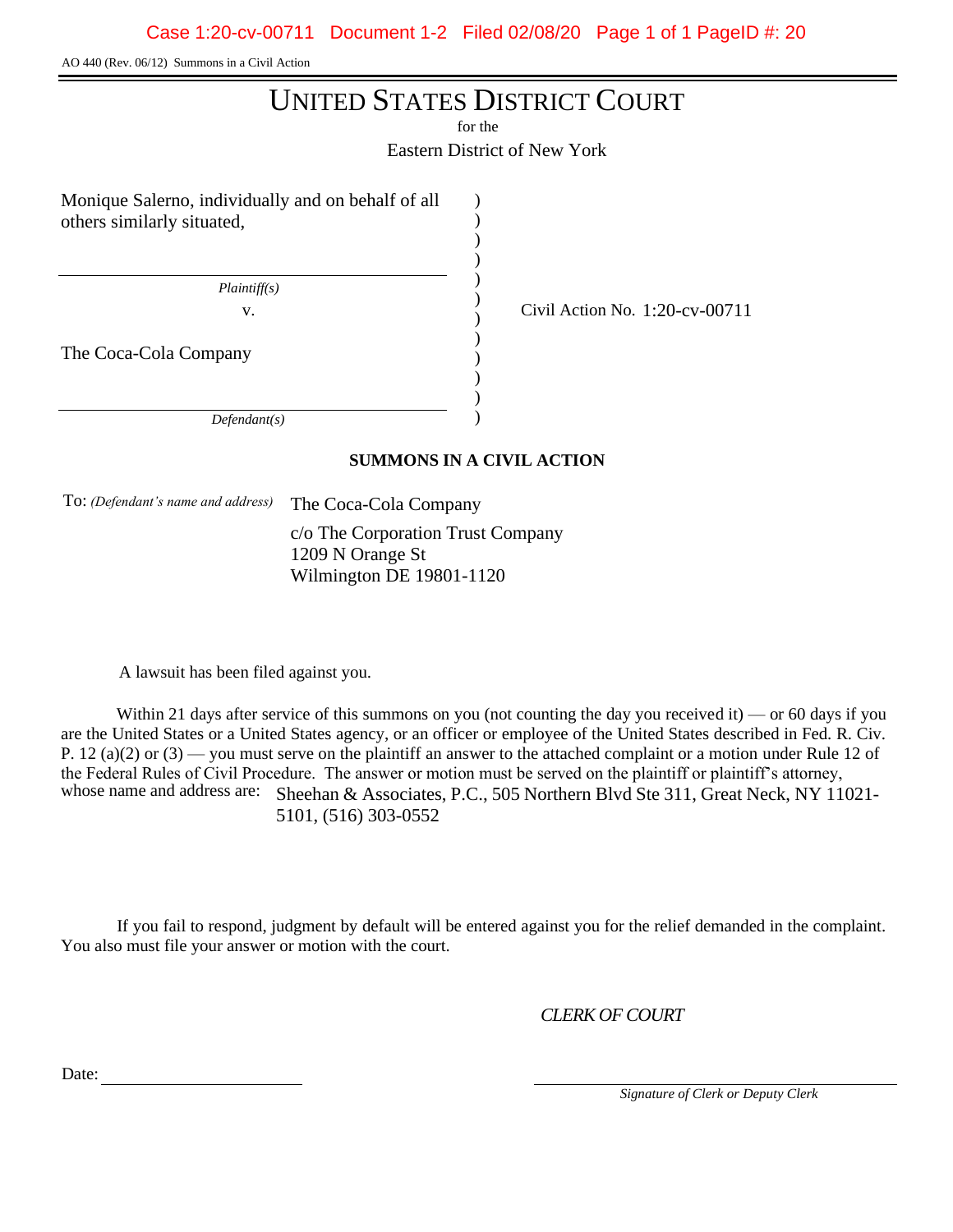AO 440 (Rev. 06/12) Summons in a Civil Action

# UNITED STATES DISTRICT COURT

for the

Eastern District of New York

Monique Salerno, individually and on behalf of all others similarly situated,

*Plaintiff(s)*

v.

The Coca-Cola Company

*Defendant(s)*

Civil Action No. 1:20-cv-00711

**SUMMONS IN A CIVIL ACTION**

To: *(Defendant's name and address)* The Coca-Cola Company
c/o The Corporation Trust Company
1209 N Orange St
Wilmington DE 19801-1120

A lawsuit has been filed against you.

Within 21 days after service of this summons on you (not counting the day you received it) — or 60 days if you are the United States or a United States agency, or an officer or employee of the United States described in Fed. R. Civ. P. 12 (a)(2) or (3) — you must serve on the plaintiff an answer to the attached complaint or a motion under Rule 12 of the Federal Rules of Civil Procedure. The answer or motion must be served on the plaintiff or plaintiff's attorney, whose name and address are: Sheehan & Associates, P.C., 505 Northern Blvd Ste 311, Great Neck, NY 11021-5101, (516) 303-0552

If you fail to respond, judgment by default will be entered against you for the relief demanded in the complaint. You also must file your answer or motion with the court.

*CLERK OF COURT*

Date: ____________________

____________________
*Signature of Clerk or Deputy Clerk*